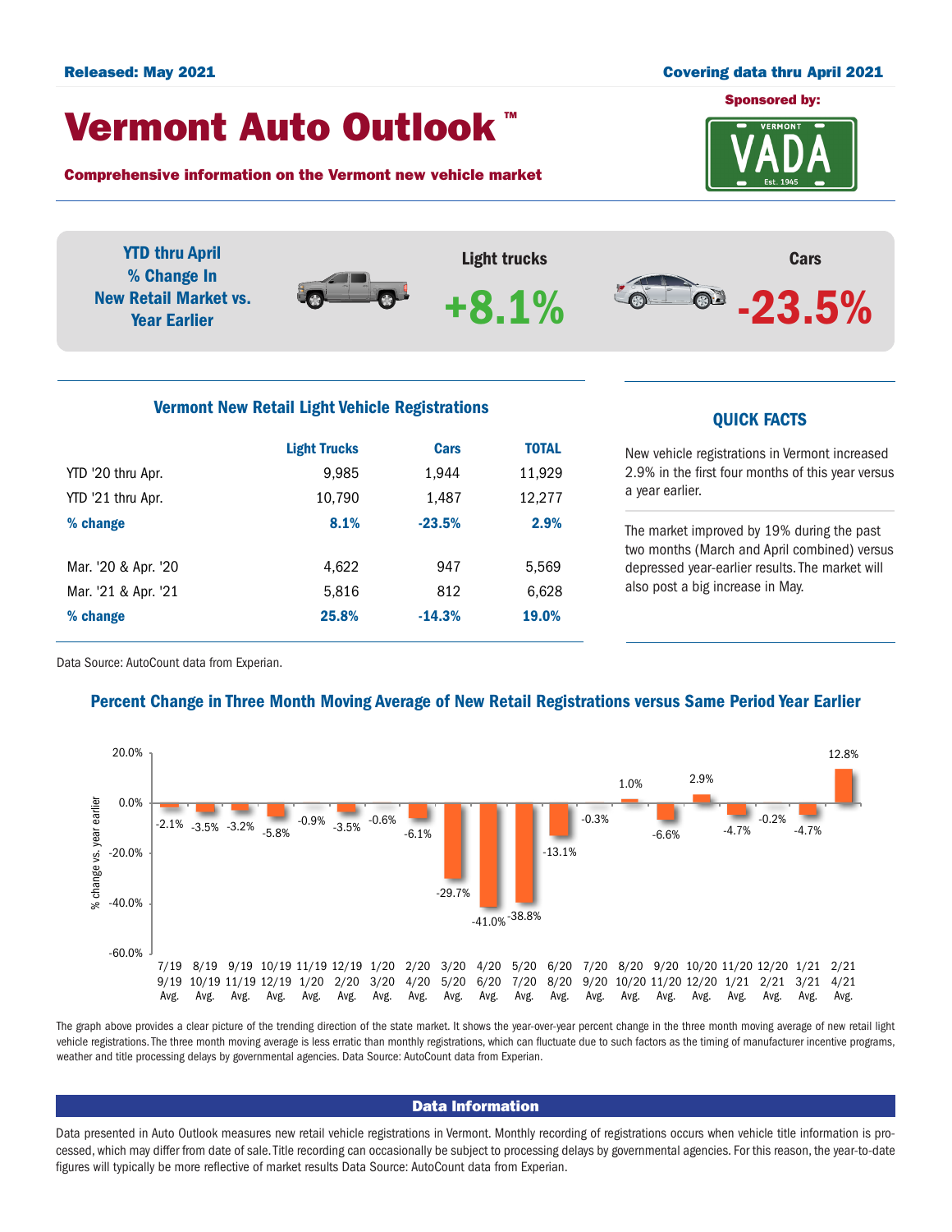Released: May 2021

Covering data thru April 2021

# Vermont Auto Outlook™

**Comprehensive information on the Vermont new vehicle market**

Sponsored by: VADA

**YTD thru April % Change In New Retail Market vs. Year Earlier**

| Light trucks | Cars |
|---|---|
| +8.1% | -23.5% |

## Vermont New Retail Light Vehicle Registrations

| | Light Trucks | Cars | TOTAL |
|---|---|---|---|
| YTD '20 thru Apr. | 9,985 | 1,944 | 11,929 |
| YTD '21 thru Apr. | 10,790 | 1,487 | 12,277 |
| **% change** | **8.1%** | **-23.5%** | **2.9%** |
| Mar. '20 & Apr. '20 | 4,622 | 947 | 5,569 |
| Mar. '21 & Apr. '21 | 5,816 | 812 | 6,628 |
| **% change** | **25.8%** | **-14.3%** | **19.0%** |

Data Source: AutoCount data from Experian.

## QUICK FACTS

New vehicle registrations in Vermont increased 2.9% in the first four months of this year versus a year earlier.

The market improved by 19% during the past two months (March and April combined) versus depressed year-earlier results. The market will also post a big increase in May.

## Percent Change in Three Month Moving Average of New Retail Registrations versus Same Period Year Earlier

| Period | % change vs. year earlier |
|---|---|
| 7/19 9/19 Avg. | -2.1% |
| 8/19 10/19 Avg. | -3.5% |
| 9/19 11/19 Avg. | -3.2% |
| 10/19 12/19 Avg. | -5.8% |
| 11/19 1/20 Avg. | -0.9% |
| 12/19 2/20 Avg. | -3.5% |
| 1/20 3/20 Avg. | -0.6% |
| 2/20 4/20 Avg. | -6.1% |
| 3/20 5/20 Avg. | -29.7% |
| 4/20 6/20 Avg. | -41.0% |
| 5/20 7/20 Avg. | -38.8% |
| 6/20 8/20 Avg. | -13.1% |
| 7/20 9/20 Avg. | -0.3% |
| 8/20 10/20 Avg. | 1.0% |
| 9/20 11/20 Avg. | -6.6% |
| 10/20 12/20 Avg. | 2.9% |
| 11/20 1/21 Avg. | -4.7% |
| 12/20 2/21 Avg. | -0.2% |
| 1/21 3/21 Avg. | -4.7% |
| 2/21 4/21 Avg. | 12.8% |

The graph above provides a clear picture of the trending direction of the state market. It shows the year-over-year percent change in the three month moving average of new retail light vehicle registrations. The three month moving average is less erratic than monthly registrations, which can fluctuate due to such factors as the timing of manufacturer incentive programs, weather and title processing delays by governmental agencies. Data Source: AutoCount data from Experian.

## Data Information

Data presented in Auto Outlook measures new retail vehicle registrations in Vermont. Monthly recording of registrations occurs when vehicle title information is processed, which may differ from date of sale. Title recording can occasionally be subject to processing delays by governmental agencies. For this reason, the year-to-date figures will typically be more reflective of market results Data Source: AutoCount data from Experian.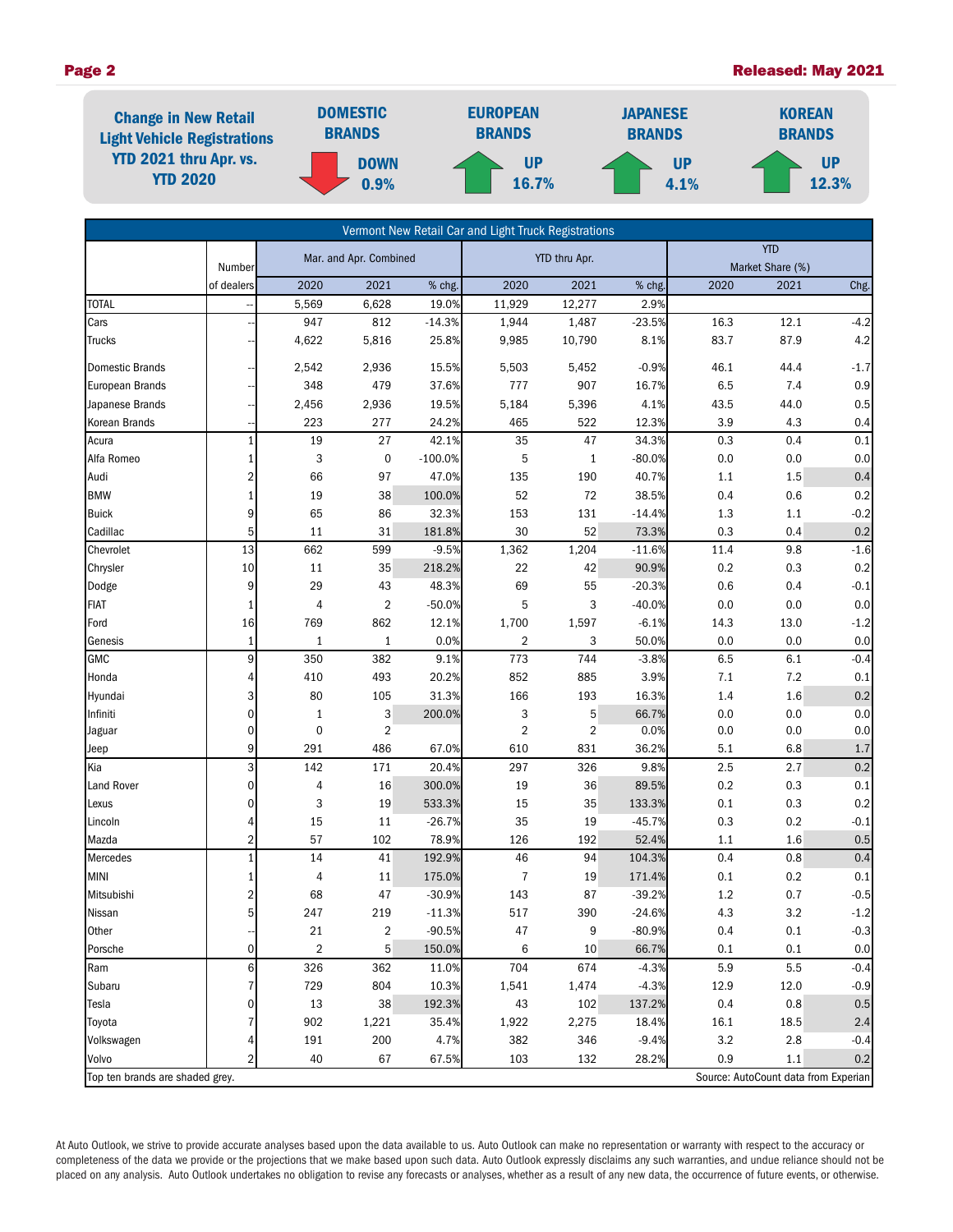## Change in New Retail Light Vehicle Registrations YTD 2021 thru Apr. vs. YTD 2020

| DOMESTIC BRANDS | EUROPEAN BRANDS | JAPANESE BRANDS | KOREAN BRANDS |
|---|---|---|---|
| DOWN 0.9% | UP 16.7% | UP 4.1% | UP 12.3% |

**Vermont New Retail Car and Light Truck Registrations**

| | Number | Mar. and Apr. Combined | | | YTD thru Apr. | | | YTD Market Share (%) | | |
|---|---|---|---|---|---|---|---|---|---|---|
| | of dealers | 2020 | 2021 | % chg. | 2020 | 2021 | % chg. | 2020 | 2021 | Chg. |
| TOTAL | -- | 5,569 | 6,628 | 19.0% | 11,929 | 12,277 | 2.9% | | | |
| Cars | -- | 947 | 812 | -14.3% | 1,944 | 1,487 | -23.5% | 16.3 | 12.1 | -4.2 |
| Trucks | -- | 4,622 | 5,816 | 25.8% | 9,985 | 10,790 | 8.1% | 83.7 | 87.9 | 4.2 |
| Domestic Brands | -- | 2,542 | 2,936 | 15.5% | 5,503 | 5,452 | -0.9% | 46.1 | 44.4 | -1.7 |
| European Brands | -- | 348 | 479 | 37.6% | 777 | 907 | 16.7% | 6.5 | 7.4 | 0.9 |
| Japanese Brands | -- | 2,456 | 2,936 | 19.5% | 5,184 | 5,396 | 4.1% | 43.5 | 44.0 | 0.5 |
| Korean Brands | -- | 223 | 277 | 24.2% | 465 | 522 | 12.3% | 3.9 | 4.3 | 0.4 |
| Acura | 1 | 19 | 27 | 42.1% | 35 | 47 | 34.3% | 0.3 | 0.4 | 0.1 |
| Alfa Romeo | 1 | 3 | 0 | -100.0% | 5 | 1 | -80.0% | 0.0 | 0.0 | 0.0 |
| Audi | 2 | 66 | 97 | 47.0% | 135 | 190 | 40.7% | 1.1 | 1.5 | 0.4 |
| BMW | 1 | 19 | 38 | 100.0% | 52 | 72 | 38.5% | 0.4 | 0.6 | 0.2 |
| Buick | 9 | 65 | 86 | 32.3% | 153 | 131 | -14.4% | 1.3 | 1.1 | -0.2 |
| Cadillac | 5 | 11 | 31 | 181.8% | 30 | 52 | 73.3% | 0.3 | 0.4 | 0.2 |
| Chevrolet | 13 | 662 | 599 | -9.5% | 1,362 | 1,204 | -11.6% | 11.4 | 9.8 | -1.6 |
| Chrysler | 10 | 11 | 35 | 218.2% | 22 | 42 | 90.9% | 0.2 | 0.3 | 0.2 |
| Dodge | 9 | 29 | 43 | 48.3% | 69 | 55 | -20.3% | 0.6 | 0.4 | -0.1 |
| FIAT | 1 | 4 | 2 | -50.0% | 5 | 3 | -40.0% | 0.0 | 0.0 | 0.0 |
| Ford | 16 | 769 | 862 | 12.1% | 1,700 | 1,597 | -6.1% | 14.3 | 13.0 | -1.2 |
| Genesis | 1 | 1 | 1 | 0.0% | 2 | 3 | 50.0% | 0.0 | 0.0 | 0.0 |
| GMC | 9 | 350 | 382 | 9.1% | 773 | 744 | -3.8% | 6.5 | 6.1 | -0.4 |
| Honda | 4 | 410 | 493 | 20.2% | 852 | 885 | 3.9% | 7.1 | 7.2 | 0.1 |
| Hyundai | 3 | 80 | 105 | 31.3% | 166 | 193 | 16.3% | 1.4 | 1.6 | 0.2 |
| Infiniti | 0 | 1 | 3 | 200.0% | 3 | 5 | 66.7% | 0.0 | 0.0 | 0.0 |
| Jaguar | 0 | 0 | 2 | | 2 | 2 | 0.0% | 0.0 | 0.0 | 0.0 |
| Jeep | 9 | 291 | 486 | 67.0% | 610 | 831 | 36.2% | 5.1 | 6.8 | 1.7 |
| Kia | 3 | 142 | 171 | 20.4% | 297 | 326 | 9.8% | 2.5 | 2.7 | 0.2 |
| Land Rover | 0 | 4 | 16 | 300.0% | 19 | 36 | 89.5% | 0.2 | 0.3 | 0.1 |
| Lexus | 0 | 3 | 19 | 533.3% | 15 | 35 | 133.3% | 0.1 | 0.3 | 0.2 |
| Lincoln | 4 | 15 | 11 | -26.7% | 35 | 19 | -45.7% | 0.3 | 0.2 | -0.1 |
| Mazda | 2 | 57 | 102 | 78.9% | 126 | 192 | 52.4% | 1.1 | 1.6 | 0.5 |
| Mercedes | 1 | 14 | 41 | 192.9% | 46 | 94 | 104.3% | 0.4 | 0.8 | 0.4 |
| MINI | 1 | 4 | 11 | 175.0% | 7 | 19 | 171.4% | 0.1 | 0.2 | 0.1 |
| Mitsubishi | 2 | 68 | 47 | -30.9% | 143 | 87 | -39.2% | 1.2 | 0.7 | -0.5 |
| Nissan | 5 | 247 | 219 | -11.3% | 517 | 390 | -24.6% | 4.3 | 3.2 | -1.2 |
| Other | -- | 21 | 2 | -90.5% | 47 | 9 | -80.9% | 0.4 | 0.1 | -0.3 |
| Porsche | 0 | 2 | 5 | 150.0% | 6 | 10 | 66.7% | 0.1 | 0.1 | 0.0 |
| Ram | 6 | 326 | 362 | 11.0% | 704 | 674 | -4.3% | 5.9 | 5.5 | -0.4 |
| Subaru | 7 | 729 | 804 | 10.3% | 1,541 | 1,474 | -4.3% | 12.9 | 12.0 | -0.9 |
| Tesla | 0 | 13 | 38 | 192.3% | 43 | 102 | 137.2% | 0.4 | 0.8 | 0.5 |
| Toyota | 7 | 902 | 1,221 | 35.4% | 1,922 | 2,275 | 18.4% | 16.1 | 18.5 | 2.4 |
| Volkswagen | 4 | 191 | 200 | 4.7% | 382 | 346 | -9.4% | 3.2 | 2.8 | -0.4 |
| Volvo | 2 | 40 | 67 | 67.5% | 103 | 132 | 28.2% | 0.9 | 1.1 | 0.2 |

Top ten brands are shaded grey.

Source: AutoCount data from Experian

At Auto Outlook, we strive to provide accurate analyses based upon the data available to us. Auto Outlook can make no representation or warranty with respect to the accuracy or completeness of the data we provide or the projections that we make based upon such data. Auto Outlook expressly disclaims any such warranties, and undue reliance should not be placed on any analysis. Auto Outlook undertakes no obligation to revise any forecasts or analyses, whether as a result of any new data, the occurrence of future events, or otherwise.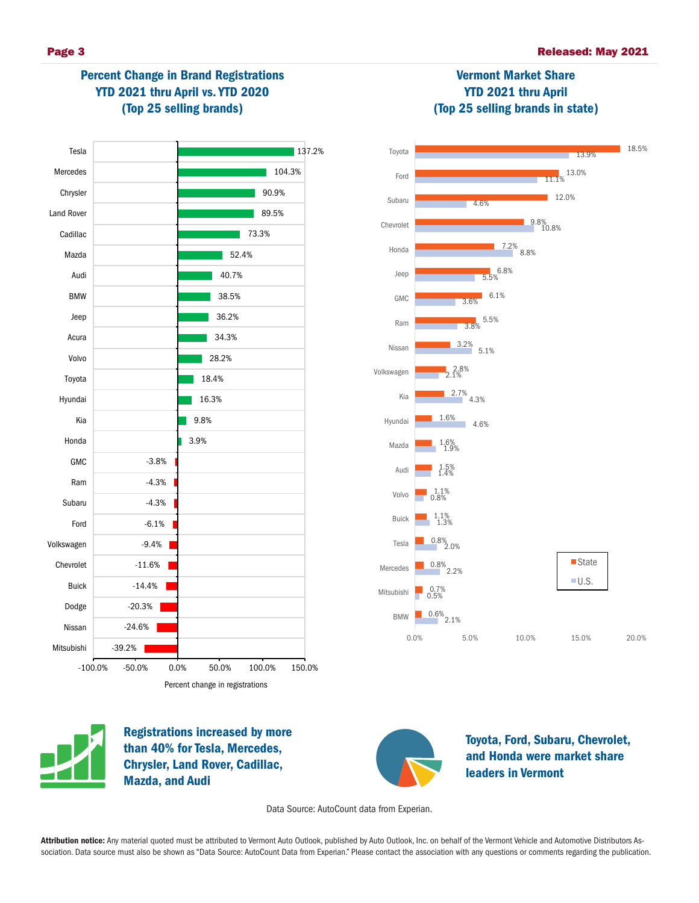## Percent Change in Brand Registrations YTD 2021 thru April vs. YTD 2020 (Top 25 selling brands)

| Brand | Percent change in registrations |
|---|---|
| Tesla | 137.2% |
| Mercedes | 104.3% |
| Chrysler | 90.9% |
| Land Rover | 89.5% |
| Cadillac | 73.3% |
| Mazda | 52.4% |
| Audi | 40.7% |
| BMW | 38.5% |
| Jeep | 36.2% |
| Acura | 34.3% |
| Volvo | 28.2% |
| Toyota | 18.4% |
| Hyundai | 16.3% |
| Kia | 9.8% |
| Honda | 3.9% |
| GMC | -3.8% |
| Ram | -4.3% |
| Subaru | -4.3% |
| Ford | -6.1% |
| Volkswagen | -9.4% |
| Chevrolet | -11.6% |
| Buick | -14.4% |
| Dodge | -20.3% |
| Nissan | -24.6% |
| Mitsubishi | -39.2% |

## Vermont Market Share YTD 2021 thru April (Top 25 selling brands in state)

| Brand | State | U.S. |
|---|---|---|
| Toyota | 18.5% | 13.9% |
| Ford | 13.0% | 11.1% |
| Subaru | 12.0% | 4.6% |
| Chevrolet | 9.8% | 10.8% |
| Honda | 7.2% | 8.8% |
| Jeep | 6.8% | 5.5% |
| GMC | 6.1% | 3.6% |
| Ram | 5.5% | 3.8% |
| Nissan | 3.2% | 5.1% |
| Volkswagen | 2.8% | 2.1% |
| Kia | 2.7% | 4.3% |
| Hyundai | 1.6% | 4.6% |
| Mazda | 1.6% | 1.9% |
| Audi | 1.5% | 1.4% |
| Volvo | 1.1% | 0.8% |
| Buick | 1.1% | 1.3% |
| Tesla | 0.8% | 2.0% |
| Mercedes | 0.8% | 2.2% |
| Mitsubishi | 0.7% | 0.5% |
| BMW | 0.6% | 2.1% |

**Registrations increased by more than 40% for Tesla, Mercedes, Chrysler, Land Rover, Cadillac, Mazda, and Audi**

**Toyota, Ford, Subaru, Chevrolet, and Honda were market share leaders in Vermont**

Data Source: AutoCount data from Experian.

**Attribution notice:** Any material quoted must be attributed to Vermont Auto Outlook, published by Auto Outlook, Inc. on behalf of the Vermont Vehicle and Automotive Distributors Association. Data source must also be shown as "Data Source: AutoCount Data from Experian." Please contact the association with any questions or comments regarding the publication.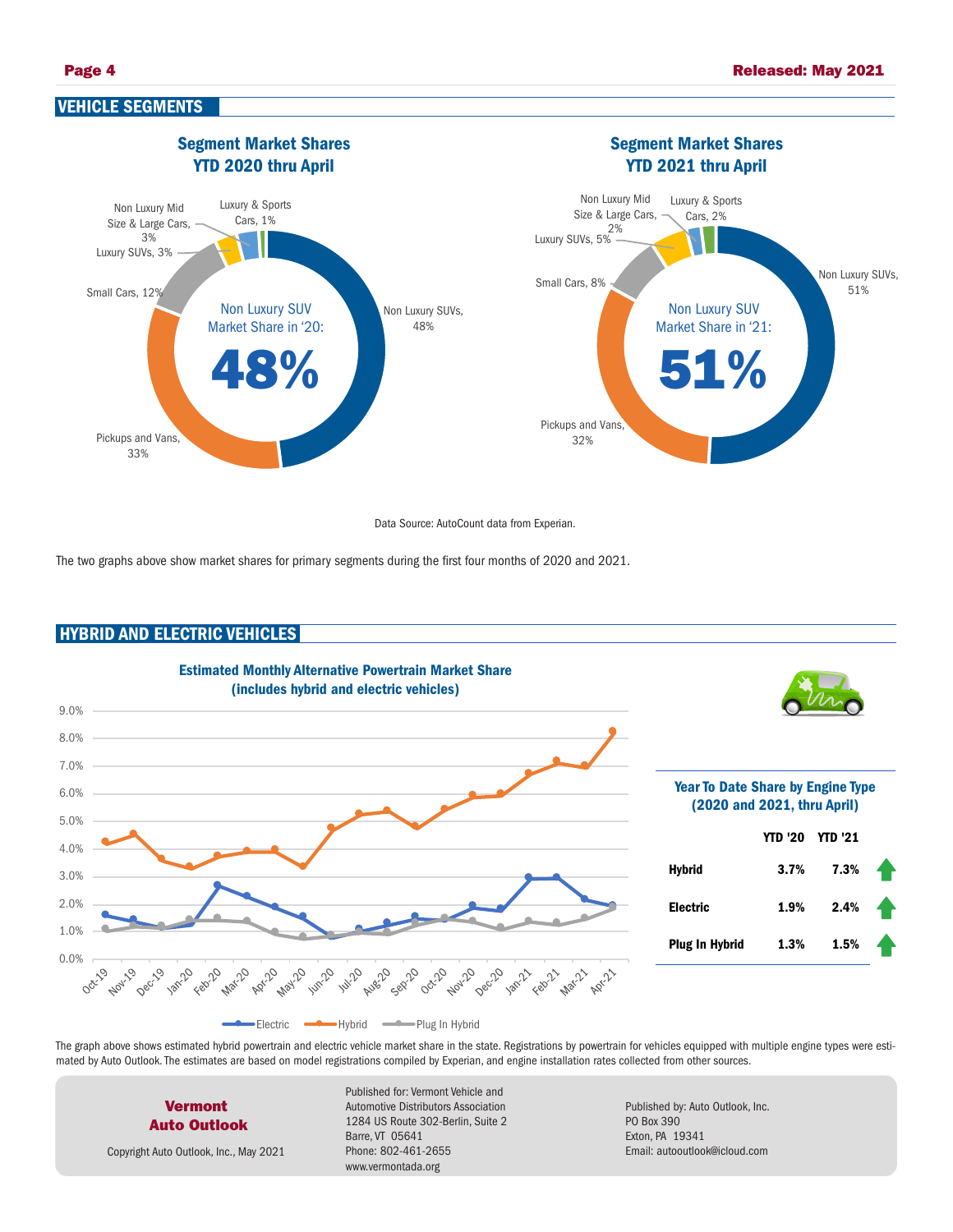## VEHICLE SEGMENTS

**Segment Market Shares YTD 2020 thru April**

Non Luxury Mid Size & Large Cars, 3%
Luxury & Sports Cars, 1%
Luxury SUVs, 3%
Small Cars, 12%
Non Luxury SUVs, 48%
Pickups and Vans, 33%

Non Luxury SUV Market Share in '20:
48%

**Segment Market Shares YTD 2021 thru April**

Non Luxury Mid Size & Large Cars, 2%
Luxury & Sports Cars, 2%
Luxury SUVs, 5%
Small Cars, 8%
Non Luxury SUVs, 51%
Pickups and Vans, 32%

Non Luxury SUV Market Share in '21:
51%

Data Source: AutoCount data from Experian.

The two graphs above show market shares for primary segments during the first four months of 2020 and 2021.

## HYBRID AND ELECTRIC VEHICLES

**Estimated Monthly Alternative Powertrain Market Share (includes hybrid and electric vehicles)**

9.0%
8.0%
7.0%
6.0%
5.0%
4.0%
3.0%
2.0%
1.0%
0.0%

Oct-19, Nov-19, Dec-19, Jan-20, Feb-20, Mar-20, Apr-20, May-20, Jun-20, Jul-20, Aug-20, Sep-20, Oct-20, Nov-20, Dec-20, Jan-21, Feb-21, Mar-21, Apr-21

Electric, Hybrid, Plug In Hybrid

**Year To Date Share by Engine Type (2020 and 2021, thru April)**

| | YTD '20 | YTD '21 |
|---|---|---|
| Hybrid | 3.7% | 7.3% |
| Electric | 1.9% | 2.4% |
| Plug In Hybrid | 1.3% | 1.5% |

The graph above shows estimated hybrid powertrain and electric vehicle market share in the state. Registrations by powertrain for vehicles equipped with multiple engine types were estimated by Auto Outlook. The estimates are based on model registrations compiled by Experian, and engine installation rates collected from other sources.

**Vermont Auto Outlook**

Copyright Auto Outlook, Inc., May 2021

Published for: Vermont Vehicle and Automotive Distributors Association
1284 US Route 302-Berlin, Suite 2
Barre, VT 05641
Phone: 802-461-2655
www.vermontada.org

Published by: Auto Outlook, Inc.
PO Box 390
Exton, PA 19341
Email: autooutlook@icloud.com